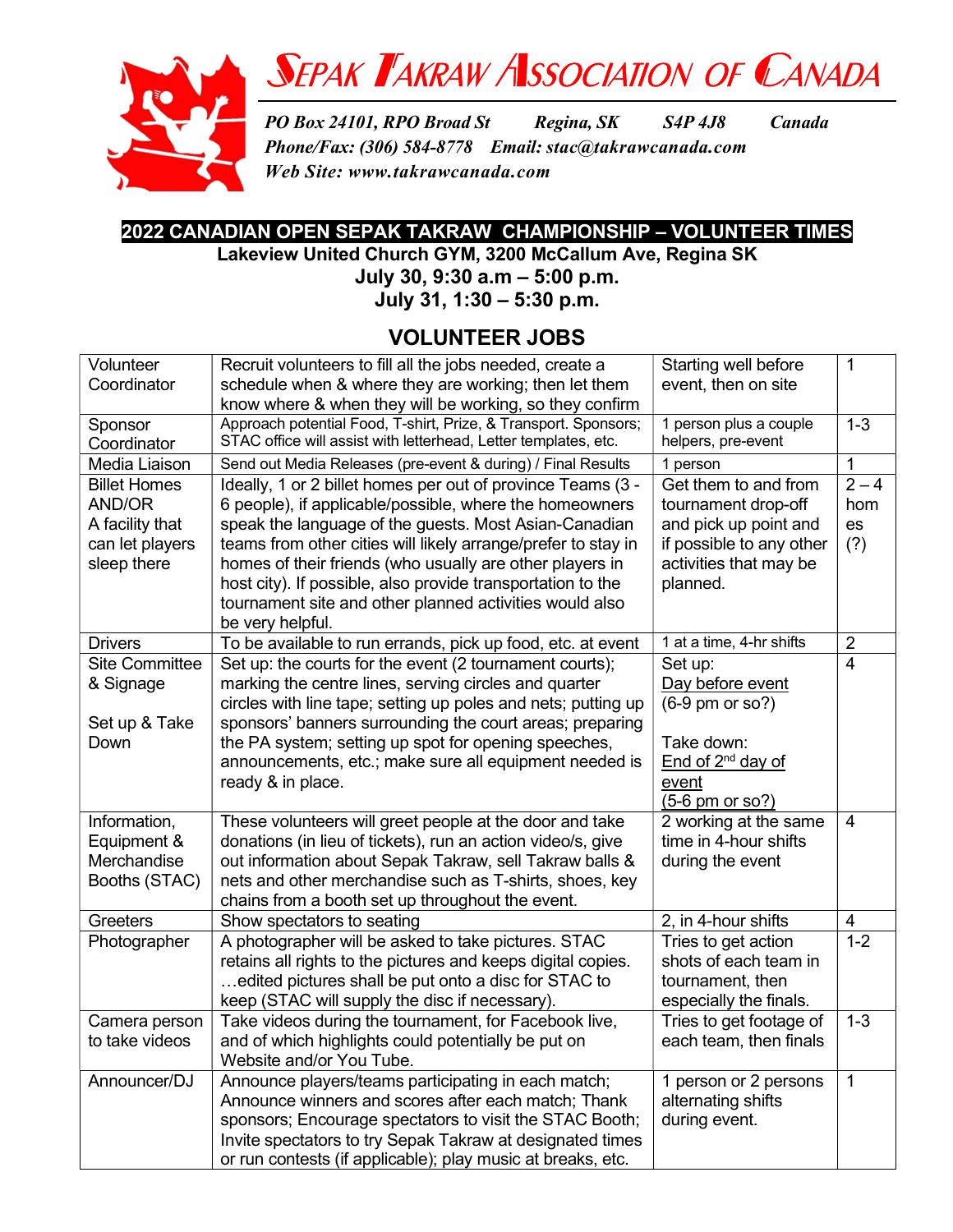# Sepak Takraw Association of Canada

*PO Box 24101, RPO Broad St   Regina, SK   S4P 4J8   Canada*
*Phone/Fax: (306) 584-8778   Email: stac@takrawcanada.com*
*Web Site: www.takrawcanada.com*

## 2022 CANADIAN OPEN SEPAK TAKRAW CHAMPIONSHIP – VOLUNTEER TIMES

**Lakeview United Church GYM, 3200 McCallum Ave, Regina SK**

**July 30, 9:30 a.m – 5:00 p.m.**

**July 31, 1:30 – 5:30 p.m.**

## VOLUNTEER JOBS

| | | | |
|---|---|---|---|
| Volunteer Coordinator | Recruit volunteers to fill all the jobs needed, create a schedule when & where they are working; then let them know where & when they will be working, so they confirm | Starting well before event, then on site | 1 |
| Sponsor Coordinator | Approach potential Food, T-shirt, Prize, & Transport. Sponsors; STAC office will assist with letterhead, Letter templates, etc. | 1 person plus a couple helpers, pre-event | 1-3 |
| Media Liaison | Send out Media Releases (pre-event & during) / Final Results | 1 person | 1 |
| Billet Homes AND/OR A facility that can let players sleep there | Ideally, 1 or 2 billet homes per out of province Teams (3 - 6 people), if applicable/possible, where the homeowners speak the language of the guests. Most Asian-Canadian teams from other cities will likely arrange/prefer to stay in homes of their friends (who usually are other players in host city). If possible, also provide transportation to the tournament site and other planned activities would also be very helpful. | Get them to and from tournament drop-off and pick up point and if possible to any other activities that may be planned. | 2 – 4 homes (?) |
| Drivers | To be available to run errands, pick up food, etc. at event | 1 at a time, 4-hr shifts | 2 |
| Site Committee & Signage<br><br>Set up & Take Down | Set up: the courts for the event (2 tournament courts); marking the centre lines, serving circles and quarter circles with line tape; setting up poles and nets; putting up sponsors' banners surrounding the court areas; preparing the PA system; setting up spot for opening speeches, announcements, etc.; make sure all equipment needed is ready & in place. | Set up:<br>Day before event (6-9 pm or so?)<br><br>Take down:<br>End of 2nd day of event (5-6 pm or so?) | 4 |
| Information, Equipment & Merchandise Booths (STAC) | These volunteers will greet people at the door and take donations (in lieu of tickets), run an action video/s, give out information about Sepak Takraw, sell Takraw balls & nets and other merchandise such as T-shirts, shoes, key chains from a booth set up throughout the event. | 2 working at the same time in 4-hour shifts during the event | 4 |
| Greeters | Show spectators to seating | 2, in 4-hour shifts | 4 |
| Photographer | A photographer will be asked to take pictures. STAC retains all rights to the pictures and keeps digital copies. …edited pictures shall be put onto a disc for STAC to keep (STAC will supply the disc if necessary). | Tries to get action shots of each team in tournament, then especially the finals. | 1-2 |
| Camera person to take videos | Take videos during the tournament, for Facebook live, and of which highlights could potentially be put on Website and/or You Tube. | Tries to get footage of each team, then finals | 1-3 |
| Announcer/DJ | Announce players/teams participating in each match; Announce winners and scores after each match; Thank sponsors; Encourage spectators to visit the STAC Booth; Invite spectators to try Sepak Takraw at designated times or run contests (if applicable); play music at breaks, etc. | 1 person or 2 persons alternating shifts during event. | 1 |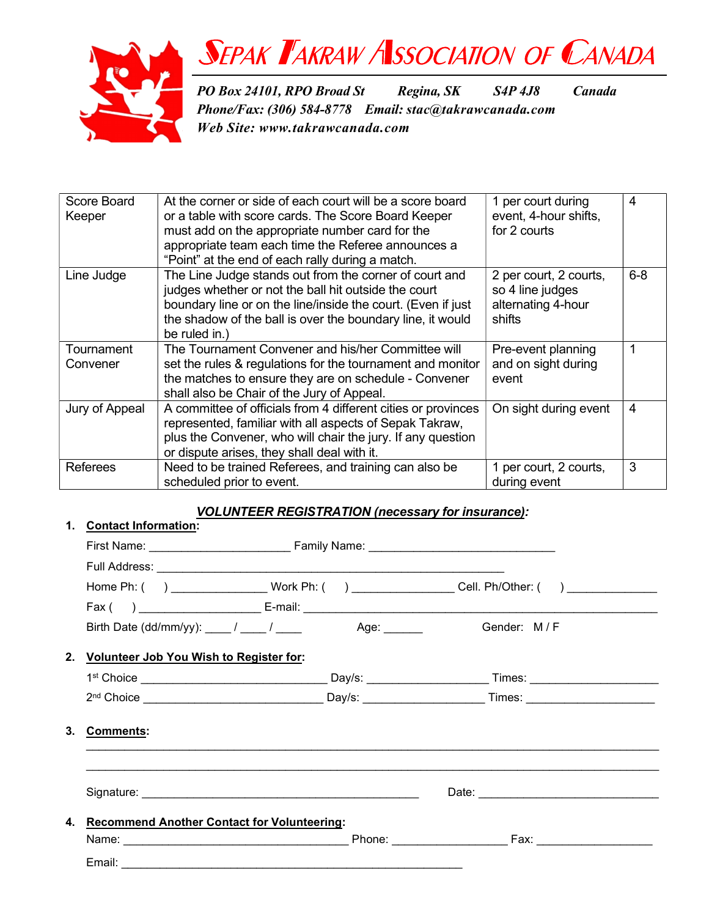# SEPAK TAKRAW ASSOCIATION OF CANADA

*PO Box 24101, RPO Broad St    Regina, SK    S4P 4J8    Canada*
*Phone/Fax: (306) 584-8778   Email: stac@takrawcanada.com*
*Web Site: www.takrawcanada.com*

| | | | |
|---|---|---|---|
| Score Board Keeper | At the corner or side of each court will be a score board or a table with score cards. The Score Board Keeper must add on the appropriate number card for the appropriate team each time the Referee announces a "Point" at the end of each rally during a match. | 1 per court during event, 4-hour shifts, for 2 courts | 4 |
| Line Judge | The Line Judge stands out from the corner of court and judges whether or not the ball hit outside the court boundary line or on the line/inside the court. (Even if just the shadow of the ball is over the boundary line, it would be ruled in.) | 2 per court, 2 courts, so 4 line judges alternating 4-hour shifts | 6-8 |
| Tournament Convener | The Tournament Convener and his/her Committee will set the rules & regulations for the tournament and monitor the matches to ensure they are on schedule - Convener shall also be Chair of the Jury of Appeal. | Pre-event planning and on sight during event | 1 |
| Jury of Appeal | A committee of officials from 4 different cities or provinces represented, familiar with all aspects of Sepak Takraw, plus the Convener, who will chair the jury. If any question or dispute arises, they shall deal with it. | On sight during event | 4 |
| Referees | Need to be trained Referees, and training can also be scheduled prior to event. | 1 per court, 2 courts, during event | 3 |

## *VOLUNTEER REGISTRATION (necessary for insurance):*

**1. Contact Information:**

First Name: ______________________ Family Name: _____________________________

Full Address: ______________________________________________________

Home Ph: (    ) ______________ Work Ph: (    ) _______________ Cell. Ph/Other: (    ) _____________

Fax (    ) ___________________ E-mail: _______________________________________________________

Birth Date (dd/mm/yy): ____ / ____ / ____    Age: ______    Gender: M / F

**2. Volunteer Job You Wish to Register for:**

1st Choice _____________________________ Day/s: __________________ Times: ___________________

2nd Choice _____________________________ Day/s: __________________ Times: ___________________

**3. Comments:**

_____________________________________________________________________________________

_____________________________________________________________________________________

Signature: ____________________________________________    Date: ____________________________

**4. Recommend Another Contact for Volunteering:**

Name: ___________________________________ Phone: _________________ Fax: __________________

Email: ______________________________________________________